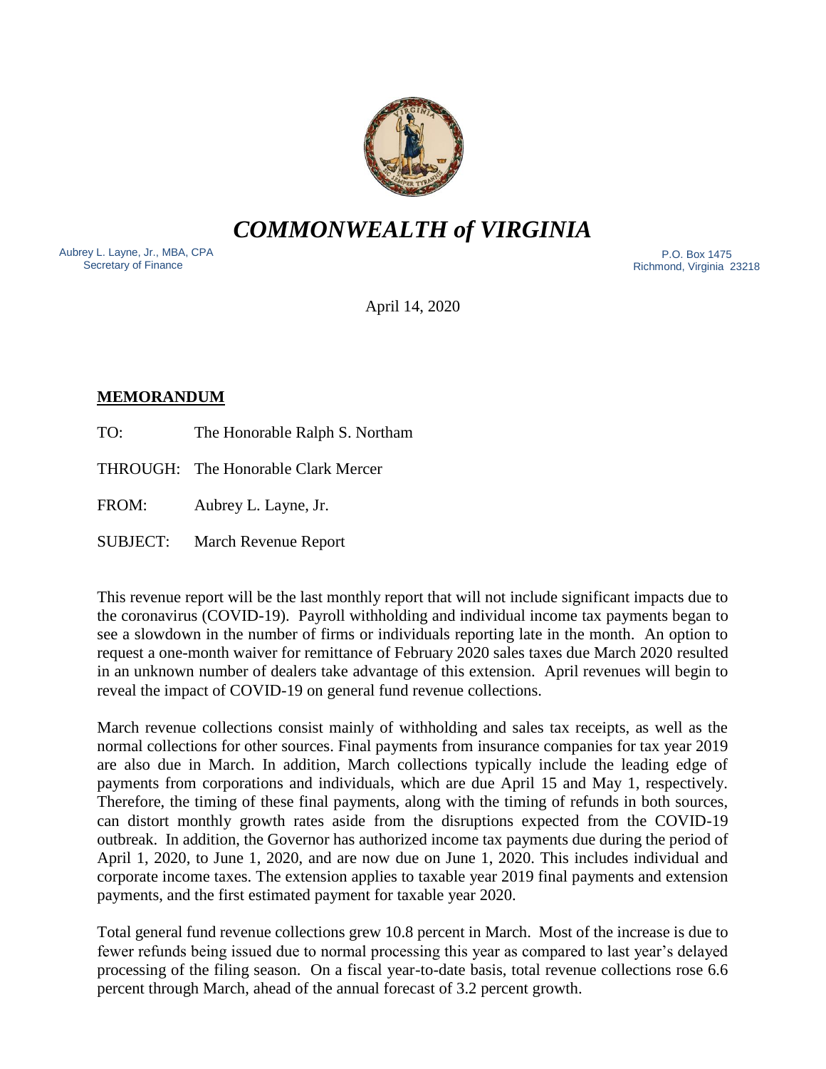# *COMMONWEALTH of VIRGINIA*

Aubrey L. Layne, Jr., MBA, CPA
Secretary of Finance

P.O. Box 1475
Richmond, Virginia 23218

April 14, 2020

**MEMORANDUM**

TO: The Honorable Ralph S. Northam

THROUGH: The Honorable Clark Mercer

FROM: Aubrey L. Layne, Jr.

SUBJECT: March Revenue Report

This revenue report will be the last monthly report that will not include significant impacts due to the coronavirus (COVID-19). Payroll withholding and individual income tax payments began to see a slowdown in the number of firms or individuals reporting late in the month. An option to request a one-month waiver for remittance of February 2020 sales taxes due March 2020 resulted in an unknown number of dealers take advantage of this extension. April revenues will begin to reveal the impact of COVID-19 on general fund revenue collections.

March revenue collections consist mainly of withholding and sales tax receipts, as well as the normal collections for other sources. Final payments from insurance companies for tax year 2019 are also due in March. In addition, March collections typically include the leading edge of payments from corporations and individuals, which are due April 15 and May 1, respectively. Therefore, the timing of these final payments, along with the timing of refunds in both sources, can distort monthly growth rates aside from the disruptions expected from the COVID-19 outbreak. In addition, the Governor has authorized income tax payments due during the period of April 1, 2020, to June 1, 2020, and are now due on June 1, 2020. This includes individual and corporate income taxes. The extension applies to taxable year 2019 final payments and extension payments, and the first estimated payment for taxable year 2020.

Total general fund revenue collections grew 10.8 percent in March. Most of the increase is due to fewer refunds being issued due to normal processing this year as compared to last year's delayed processing of the filing season. On a fiscal year-to-date basis, total revenue collections rose 6.6 percent through March, ahead of the annual forecast of 3.2 percent growth.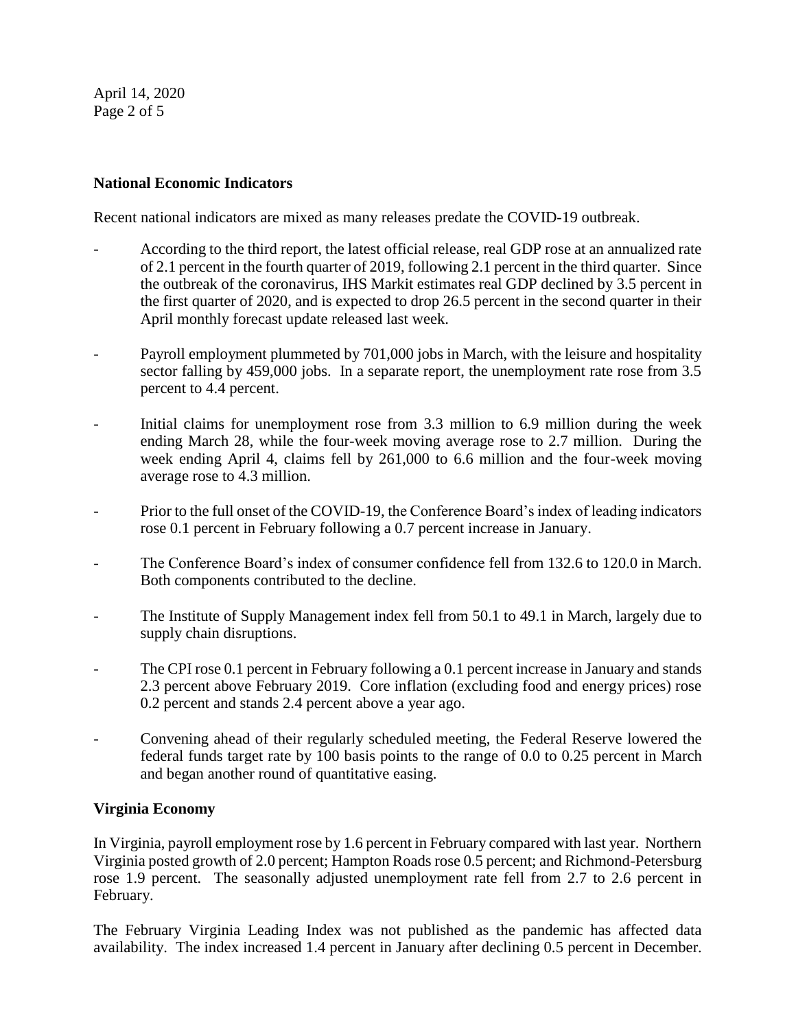### National Economic Indicators

Recent national indicators are mixed as many releases predate the COVID-19 outbreak.

- According to the third report, the latest official release, real GDP rose at an annualized rate of 2.1 percent in the fourth quarter of 2019, following 2.1 percent in the third quarter. Since the outbreak of the coronavirus, IHS Markit estimates real GDP declined by 3.5 percent in the first quarter of 2020, and is expected to drop 26.5 percent in the second quarter in their April monthly forecast update released last week.
- Payroll employment plummeted by 701,000 jobs in March, with the leisure and hospitality sector falling by 459,000 jobs. In a separate report, the unemployment rate rose from 3.5 percent to 4.4 percent.
- Initial claims for unemployment rose from 3.3 million to 6.9 million during the week ending March 28, while the four-week moving average rose to 2.7 million. During the week ending April 4, claims fell by 261,000 to 6.6 million and the four-week moving average rose to 4.3 million.
- Prior to the full onset of the COVID-19, the Conference Board's index of leading indicators rose 0.1 percent in February following a 0.7 percent increase in January.
- The Conference Board's index of consumer confidence fell from 132.6 to 120.0 in March. Both components contributed to the decline.
- The Institute of Supply Management index fell from 50.1 to 49.1 in March, largely due to supply chain disruptions.
- The CPI rose 0.1 percent in February following a 0.1 percent increase in January and stands 2.3 percent above February 2019. Core inflation (excluding food and energy prices) rose 0.2 percent and stands 2.4 percent above a year ago.
- Convening ahead of their regularly scheduled meeting, the Federal Reserve lowered the federal funds target rate by 100 basis points to the range of 0.0 to 0.25 percent in March and began another round of quantitative easing.

### Virginia Economy

In Virginia, payroll employment rose by 1.6 percent in February compared with last year. Northern Virginia posted growth of 2.0 percent; Hampton Roads rose 0.5 percent; and Richmond-Petersburg rose 1.9 percent. The seasonally adjusted unemployment rate fell from 2.7 to 2.6 percent in February.

The February Virginia Leading Index was not published as the pandemic has affected data availability. The index increased 1.4 percent in January after declining 0.5 percent in December.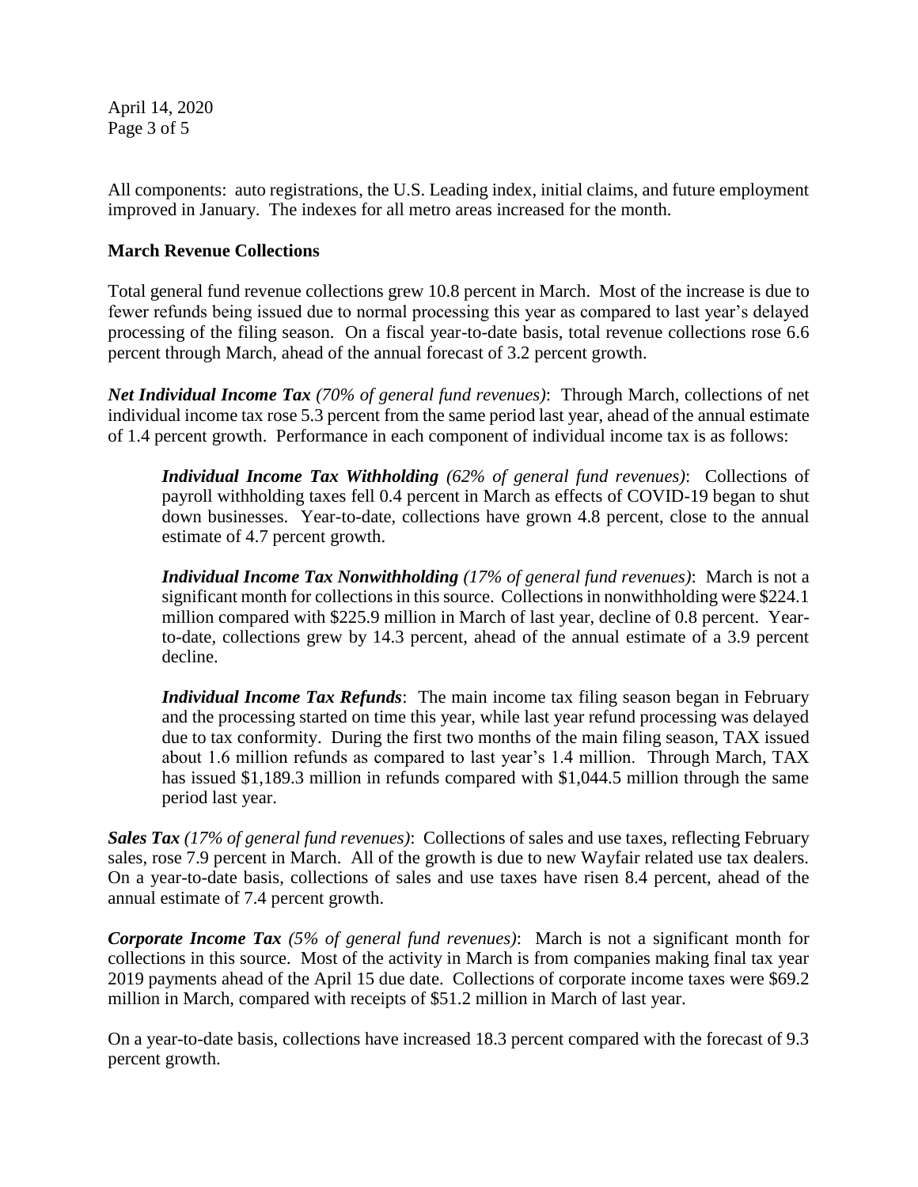All components: auto registrations, the U.S. Leading index, initial claims, and future employment improved in January. The indexes for all metro areas increased for the month.

**March Revenue Collections**

Total general fund revenue collections grew 10.8 percent in March. Most of the increase is due to fewer refunds being issued due to normal processing this year as compared to last year's delayed processing of the filing season. On a fiscal year-to-date basis, total revenue collections rose 6.6 percent through March, ahead of the annual forecast of 3.2 percent growth.

***Net Individual Income Tax*** *(70% of general fund revenues)*: Through March, collections of net individual income tax rose 5.3 percent from the same period last year, ahead of the annual estimate of 1.4 percent growth. Performance in each component of individual income tax is as follows:

> ***Individual Income Tax Withholding*** *(62% of general fund revenues)*: Collections of payroll withholding taxes fell 0.4 percent in March as effects of COVID-19 began to shut down businesses. Year-to-date, collections have grown 4.8 percent, close to the annual estimate of 4.7 percent growth.
>
> ***Individual Income Tax Nonwithholding*** *(17% of general fund revenues)*: March is not a significant month for collections in this source. Collections in nonwithholding were $224.1 million compared with $225.9 million in March of last year, decline of 0.8 percent. Year-to-date, collections grew by 14.3 percent, ahead of the annual estimate of a 3.9 percent decline.
>
> ***Individual Income Tax Refunds***: The main income tax filing season began in February and the processing started on time this year, while last year refund processing was delayed due to tax conformity. During the first two months of the main filing season, TAX issued about 1.6 million refunds as compared to last year's 1.4 million. Through March, TAX has issued $1,189.3 million in refunds compared with $1,044.5 million through the same period last year.

***Sales Tax*** *(17% of general fund revenues)*: Collections of sales and use taxes, reflecting February sales, rose 7.9 percent in March. All of the growth is due to new Wayfair related use tax dealers. On a year-to-date basis, collections of sales and use taxes have risen 8.4 percent, ahead of the annual estimate of 7.4 percent growth.

***Corporate Income Tax*** *(5% of general fund revenues)*: March is not a significant month for collections in this source. Most of the activity in March is from companies making final tax year 2019 payments ahead of the April 15 due date. Collections of corporate income taxes were $69.2 million in March, compared with receipts of $51.2 million in March of last year.

On a year-to-date basis, collections have increased 18.3 percent compared with the forecast of 9.3 percent growth.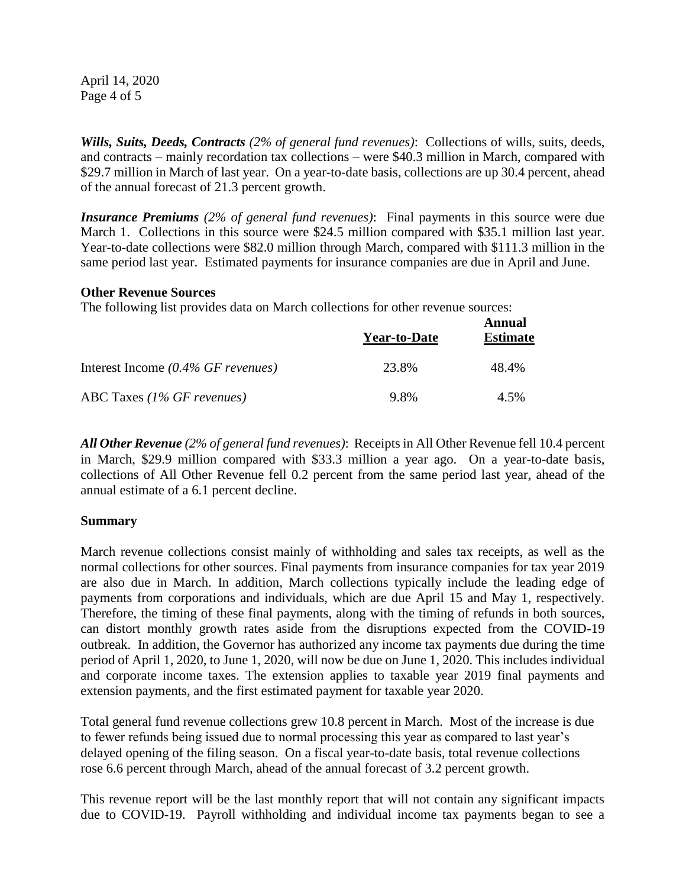***Wills, Suits, Deeds, Contracts*** *(2% of general fund revenues)*: Collections of wills, suits, deeds, and contracts – mainly recordation tax collections – were $40.3 million in March, compared with $29.7 million in March of last year. On a year-to-date basis, collections are up 30.4 percent, ahead of the annual forecast of 21.3 percent growth.

***Insurance Premiums*** *(2% of general fund revenues)*: Final payments in this source were due March 1. Collections in this source were $24.5 million compared with $35.1 million last year. Year-to-date collections were $82.0 million through March, compared with $111.3 million in the same period last year. Estimated payments for insurance companies are due in April and June.

**Other Revenue Sources**

The following list provides data on March collections for other revenue sources:

| | Year-to-Date | Annual Estimate |
|---|---|---|
| Interest Income *(0.4% GF revenues)* | 23.8% | 48.4% |
| ABC Taxes *(1% GF revenues)* | 9.8% | 4.5% |

***All Other Revenue*** *(2% of general fund revenues)*: Receipts in All Other Revenue fell 10.4 percent in March, $29.9 million compared with $33.3 million a year ago. On a year-to-date basis, collections of All Other Revenue fell 0.2 percent from the same period last year, ahead of the annual estimate of a 6.1 percent decline.

**Summary**

March revenue collections consist mainly of withholding and sales tax receipts, as well as the normal collections for other sources. Final payments from insurance companies for tax year 2019 are also due in March. In addition, March collections typically include the leading edge of payments from corporations and individuals, which are due April 15 and May 1, respectively. Therefore, the timing of these final payments, along with the timing of refunds in both sources, can distort monthly growth rates aside from the disruptions expected from the COVID-19 outbreak. In addition, the Governor has authorized any income tax payments due during the time period of April 1, 2020, to June 1, 2020, will now be due on June 1, 2020. This includes individual and corporate income taxes. The extension applies to taxable year 2019 final payments and extension payments, and the first estimated payment for taxable year 2020.

Total general fund revenue collections grew 10.8 percent in March. Most of the increase is due to fewer refunds being issued due to normal processing this year as compared to last year's delayed opening of the filing season. On a fiscal year-to-date basis, total revenue collections rose 6.6 percent through March, ahead of the annual forecast of 3.2 percent growth.

This revenue report will be the last monthly report that will not contain any significant impacts due to COVID-19. Payroll withholding and individual income tax payments began to see a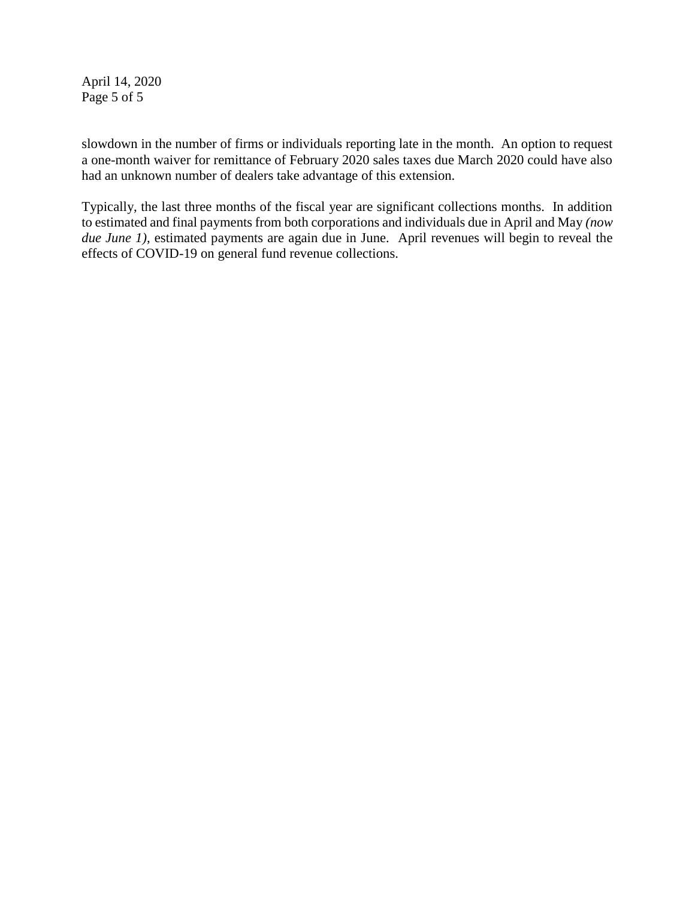slowdown in the number of firms or individuals reporting late in the month. An option to request a one-month waiver for remittance of February 2020 sales taxes due March 2020 could have also had an unknown number of dealers take advantage of this extension.

Typically, the last three months of the fiscal year are significant collections months. In addition to estimated and final payments from both corporations and individuals due in April and May *(now due June 1)*, estimated payments are again due in June. April revenues will begin to reveal the effects of COVID-19 on general fund revenue collections.